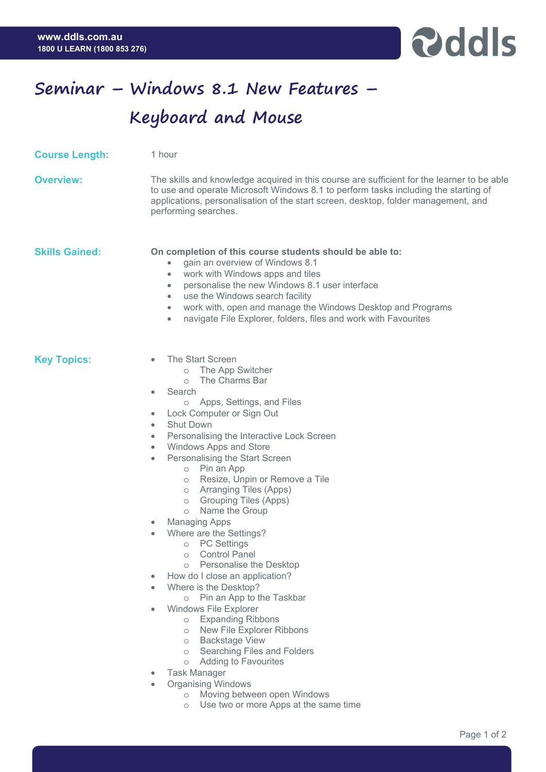# Seminar – Windows 8.1 New Features – Keyboard and Mouse

**Course Length:** 1 hour

**Overview:** The skills and knowledge acquired in this course are sufficient for the learner to be able to use and operate Microsoft Windows 8.1 to perform tasks including the starting of applications, personalisation of the start screen, desktop, folder management, and performing searches.

**Skills Gained:**

**On completion of this course students should be able to:**

- gain an overview of Windows 8.1
- work with Windows apps and tiles
- personalise the new Windows 8.1 user interface
- use the Windows search facility
- work with, open and manage the Windows Desktop and Programs
- navigate File Explorer, folders, files and work with Favourites

**Key Topics:**

- The Start Screen
  - The App Switcher
  - The Charms Bar
- Search
  - Apps, Settings, and Files
- Lock Computer or Sign Out
- Shut Down
- Personalising the Interactive Lock Screen
- Windows Apps and Store
- Personalising the Start Screen
  - Pin an App
  - Resize, Unpin or Remove a Tile
  - Arranging Tiles (Apps)
  - Grouping Tiles (Apps)
  - Name the Group
- Managing Apps
- Where are the Settings?
  - PC Settings
  - Control Panel
  - Personalise the Desktop
- How do I close an application?
- Where is the Desktop?
  - Pin an App to the Taskbar
- Windows File Explorer
  - Expanding Ribbons
  - New File Explorer Ribbons
  - Backstage View
  - Searching Files and Folders
  - Adding to Favourites
- Task Manager
- Organising Windows
  - Moving between open Windows
  - Use two or more Apps at the same time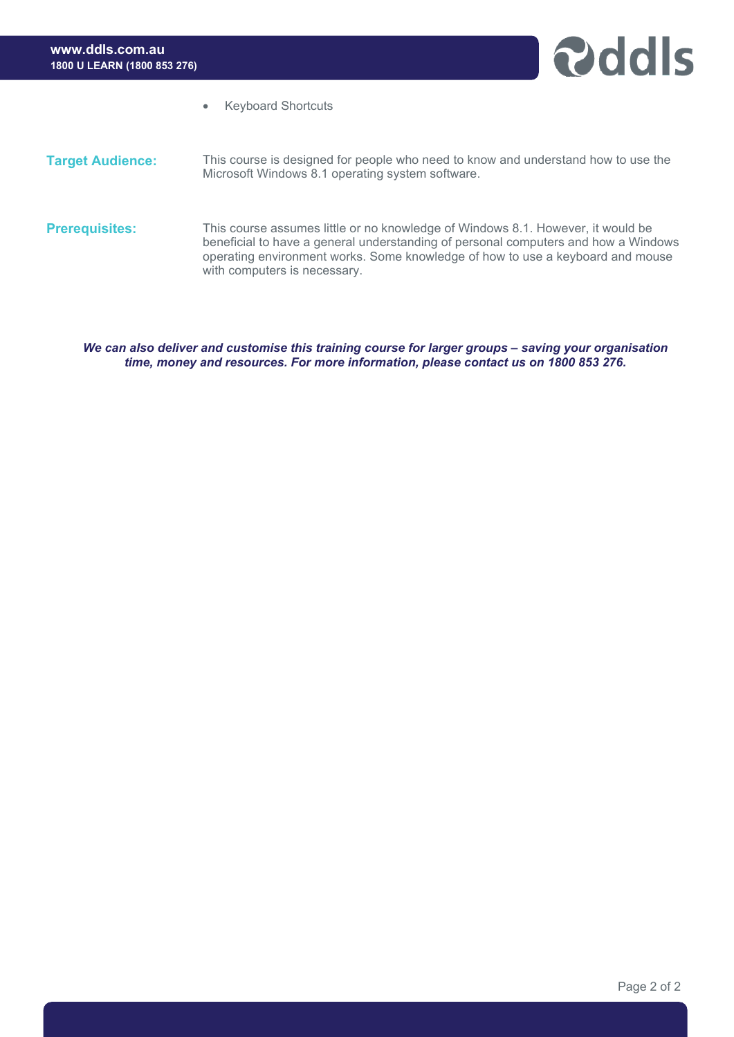- Keyboard Shortcuts

**Target Audience:**

This course is designed for people who need to know and understand how to use the Microsoft Windows 8.1 operating system software.

**Prerequisites:**

This course assumes little or no knowledge of Windows 8.1. However, it would be beneficial to have a general understanding of personal computers and how a Windows operating environment works. Some knowledge of how to use a keyboard and mouse with computers is necessary.

***We can also deliver and customise this training course for larger groups – saving your organisation time, money and resources. For more information, please contact us on 1800 853 276.***